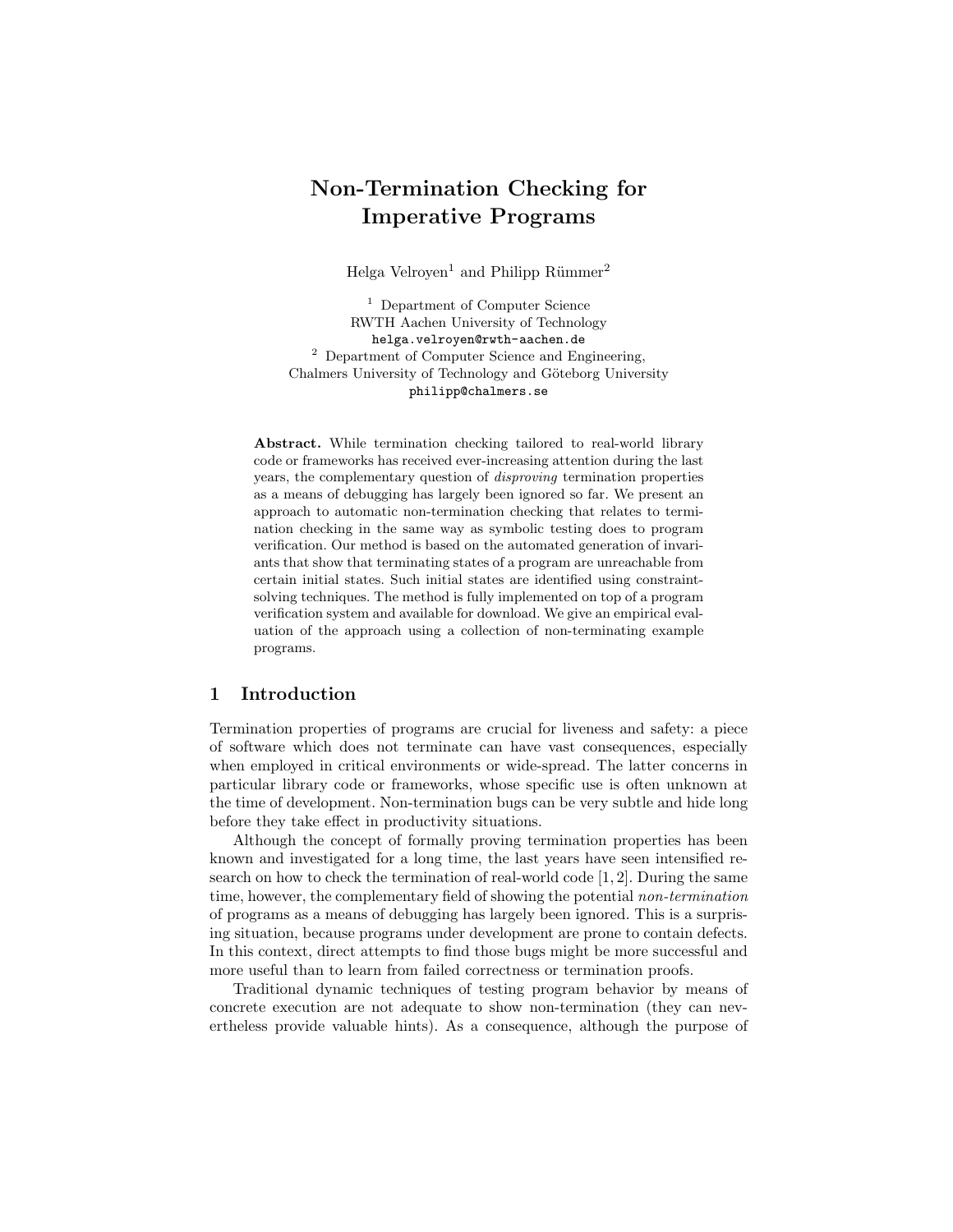# Non-Termination Checking for Imperative Programs

Helga Velroyen[1] and Philipp Rümmer[2]

[1] Department of Computer Science
RWTH Aachen University of Technology
helga.velroyen@rwth-aachen.de

[2] Department of Computer Science and Engineering,
Chalmers University of Technology and Göteborg University
philipp@chalmers.se

**Abstract.** While termination checking tailored to real-world library code or frameworks has received ever-increasing attention during the last years, the complementary question of *disproving* termination properties as a means of debugging has largely been ignored so far. We present an approach to automatic non-termination checking that relates to termination checking in the same way as symbolic testing does to program verification. Our method is based on the automated generation of invariants that show that terminating states of a program are unreachable from certain initial states. Such initial states are identified using constraint-solving techniques. The method is fully implemented on top of a program verification system and available for download. We give an empirical evaluation of the approach using a collection of non-terminating example programs.

## 1 Introduction

Termination properties of programs are crucial for liveness and safety: a piece of software which does not terminate can have vast consequences, especially when employed in critical environments or wide-spread. The latter concerns in particular library code or frameworks, whose specific use is often unknown at the time of development. Non-termination bugs can be very subtle and hide long before they take effect in productivity situations.

Although the concept of formally proving termination properties has been known and investigated for a long time, the last years have seen intensified research on how to check the termination of real-world code [1, 2]. During the same time, however, the complementary field of showing the potential *non-termination* of programs as a means of debugging has largely been ignored. This is a surprising situation, because programs under development are prone to contain defects. In this context, direct attempts to find those bugs might be more successful and more useful than to learn from failed correctness or termination proofs.

Traditional dynamic techniques of testing program behavior by means of concrete execution are not adequate to show non-termination (they can nevertheless provide valuable hints). As a consequence, although the purpose of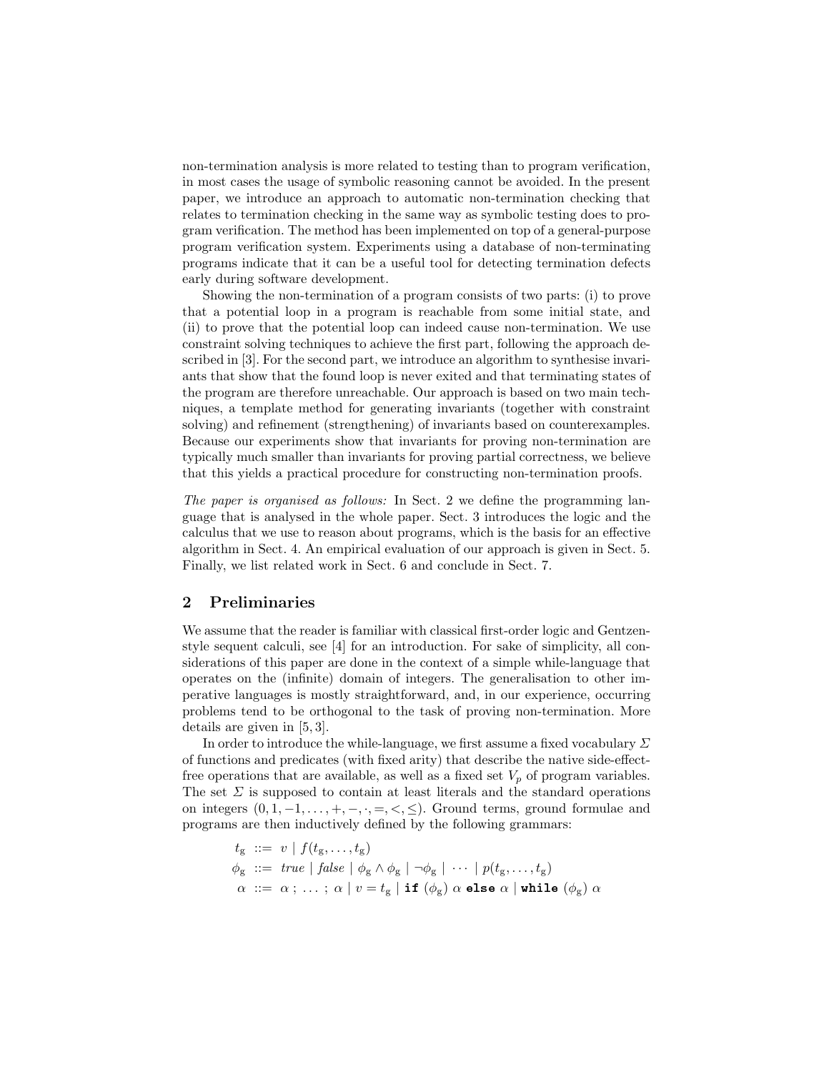non-termination analysis is more related to testing than to program verification, in most cases the usage of symbolic reasoning cannot be avoided. In the present paper, we introduce an approach to automatic non-termination checking that relates to termination checking in the same way as symbolic testing does to program verification. The method has been implemented on top of a general-purpose program verification system. Experiments using a database of non-terminating programs indicate that it can be a useful tool for detecting termination defects early during software development.

Showing the non-termination of a program consists of two parts: (i) to prove that a potential loop in a program is reachable from some initial state, and (ii) to prove that the potential loop can indeed cause non-termination. We use constraint solving techniques to achieve the first part, following the approach described in [3]. For the second part, we introduce an algorithm to synthesise invariants that show that the found loop is never exited and that terminating states of the program are therefore unreachable. Our approach is based on two main techniques, a template method for generating invariants (together with constraint solving) and refinement (strengthening) of invariants based on counterexamples. Because our experiments show that invariants for proving non-termination are typically much smaller than invariants for proving partial correctness, we believe that this yields a practical procedure for constructing non-termination proofs.

*The paper is organised as follows:* In Sect. 2 we define the programming language that is analysed in the whole paper. Sect. 3 introduces the logic and the calculus that we use to reason about programs, which is the basis for an effective algorithm in Sect. 4. An empirical evaluation of our approach is given in Sect. 5. Finally, we list related work in Sect. 6 and conclude in Sect. 7.

## 2 Preliminaries

We assume that the reader is familiar with classical first-order logic and Gentzen-style sequent calculi, see [4] for an introduction. For sake of simplicity, all considerations of this paper are done in the context of a simple while-language that operates on the (infinite) domain of integers. The generalisation to other imperative languages is mostly straightforward, and, in our experience, occurring problems tend to be orthogonal to the task of proving non-termination. More details are given in [5, 3].

In order to introduce the while-language, we first assume a fixed vocabulary $\Sigma$ of functions and predicates (with fixed arity) that describe the native side-effect-free operations that are available, as well as a fixed set $V_p$ of program variables. The set $\Sigma$ is supposed to contain at least literals and the standard operations on integers $(0, 1, -1, \ldots, +, -, \cdot, =, <, \leq)$. Ground terms, ground formulae and programs are then inductively defined by the following grammars:

$$
\begin{aligned}
t_{\mathrm{g}} &::= v \mid f(t_{\mathrm{g}}, \ldots, t_{\mathrm{g}}) \\
\phi_{\mathrm{g}} &::= \mathit{true} \mid \mathit{false} \mid \phi_{\mathrm{g}} \wedge \phi_{\mathrm{g}} \mid \neg\phi_{\mathrm{g}} \mid \cdots \mid p(t_{\mathrm{g}}, \ldots, t_{\mathrm{g}}) \\
\alpha &::= \alpha \,;\, \ldots \,;\, \alpha \mid v = t_{\mathrm{g}} \mid \mathbf{if}\ (\phi_{\mathrm{g}})\ \alpha\ \mathbf{else}\ \alpha \mid \mathbf{while}\ (\phi_{\mathrm{g}})\ \alpha
\end{aligned}
$$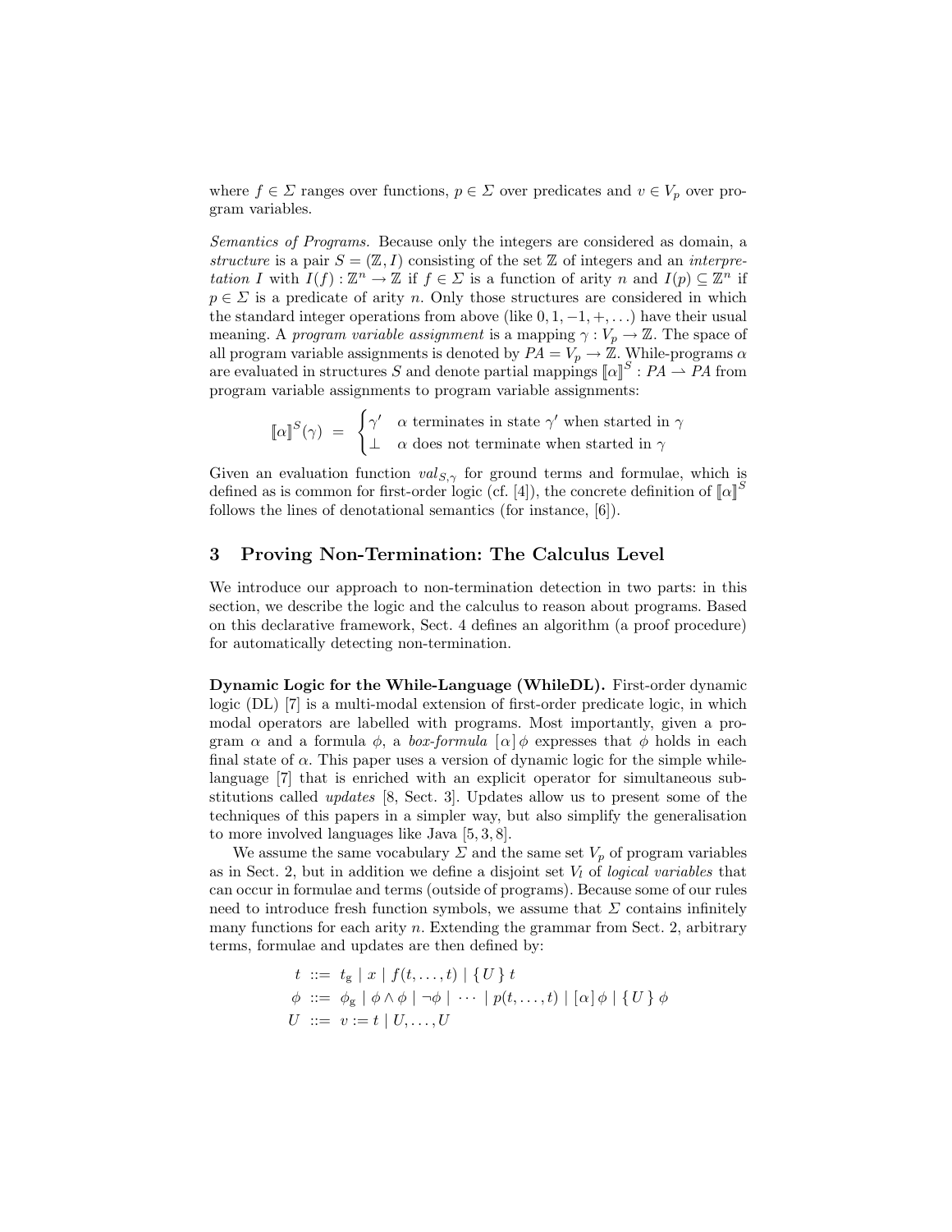where $f \in \Sigma$ ranges over functions, $p \in \Sigma$ over predicates and $v \in V_p$ over program variables.

*Semantics of Programs.* Because only the integers are considered as domain, a *structure* is a pair $S = (\mathbb{Z}, I)$ consisting of the set $\mathbb{Z}$ of integers and an *interpretation* $I$ with $I(f) : \mathbb{Z}^n \to \mathbb{Z}$ if $f \in \Sigma$ is a function of arity $n$ and $I(p) \subseteq \mathbb{Z}^n$ if $p \in \Sigma$ is a predicate of arity $n$. Only those structures are considered in which the standard integer operations from above (like $0, 1, -1, +, \ldots$) have their usual meaning. A *program variable assignment* is a mapping $\gamma : V_p \to \mathbb{Z}$. The space of all program variable assignments is denoted by $PA = V_p \to \mathbb{Z}$. While-programs $\alpha$ are evaluated in structures $S$ and denote partial mappings $[\![\alpha]\!]^S : PA \rightharpoonup PA$ from program variable assignments to program variable assignments:

$$[\![\alpha]\!]^S(\gamma) \;=\; \begin{cases} \gamma' & \alpha \text{ terminates in state } \gamma' \text{ when started in } \gamma \\ \bot & \alpha \text{ does not terminate when started in } \gamma \end{cases}$$

Given an evaluation function $val_{S,\gamma}$ for ground terms and formulae, which is defined as is common for first-order logic (cf. [4]), the concrete definition of $[\![\alpha]\!]^S$ follows the lines of denotational semantics (for instance, [6]).

## 3 Proving Non-Termination: The Calculus Level

We introduce our approach to non-termination detection in two parts: in this section, we describe the logic and the calculus to reason about programs. Based on this declarative framework, Sect. 4 defines an algorithm (a proof procedure) for automatically detecting non-termination.

**Dynamic Logic for the While-Language (WhileDL).** First-order dynamic logic (DL) [7] is a multi-modal extension of first-order predicate logic, in which modal operators are labelled with programs. Most importantly, given a program $\alpha$ and a formula $\phi$, a *box-formula* $[\,\alpha\,]\,\phi$ expresses that $\phi$ holds in each final state of $\alpha$. This paper uses a version of dynamic logic for the simple while-language [7] that is enriched with an explicit operator for simultaneous substitutions called *updates* [8, Sect. 3]. Updates allow us to present some of the techniques of this papers in a simpler way, but also simplify the generalisation to more involved languages like Java [5, 3, 8].

We assume the same vocabulary $\Sigma$ and the same set $V_p$ of program variables as in Sect. 2, but in addition we define a disjoint set $V_l$ of *logical variables* that can occur in formulae and terms (outside of programs). Because some of our rules need to introduce fresh function symbols, we assume that $\Sigma$ contains infinitely many functions for each arity $n$. Extending the grammar from Sect. 2, arbitrary terms, formulae and updates are then defined by:

$$\begin{aligned} t \;&::=\; t_{\mathrm{g}} \mid x \mid f(t, \ldots, t) \mid \{\,U\,\}\,t \\ \phi \;&::=\; \phi_{\mathrm{g}} \mid \phi \wedge \phi \mid \neg\phi \mid \;\cdots\; \mid p(t, \ldots, t) \mid [\,\alpha\,]\,\phi \mid \{\,U\,\}\,\phi \\ U \;&::=\; v := t \mid U, \ldots, U \end{aligned}$$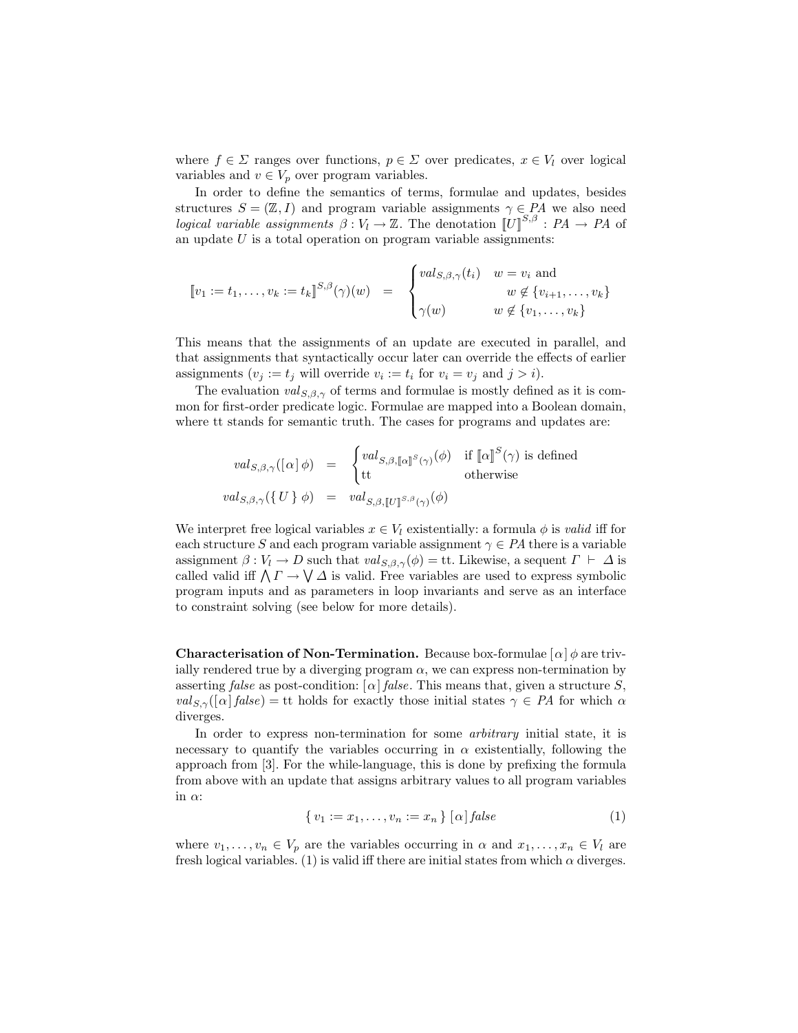where $f \in \Sigma$ ranges over functions, $p \in \Sigma$ over predicates, $x \in V_l$ over logical variables and $v \in V_p$ over program variables.

In order to define the semantics of terms, formulae and updates, besides structures $S = (\mathbb{Z}, I)$ and program variable assignments $\gamma \in PA$ we also need *logical variable assignments* $\beta : V_l \to \mathbb{Z}$. The denotation $[\![U]\!]^{S,\beta} : PA \to PA$ of an update $U$ is a total operation on program variable assignments:

$$[\![v_1 := t_1, \ldots, v_k := t_k]\!]^{S,\beta}(\gamma)(w) \quad = \quad \begin{cases} val_{S,\beta,\gamma}(t_i) & w = v_i \text{ and} \\ & \quad w \notin \{v_{i+1}, \ldots, v_k\} \\ \gamma(w) & w \notin \{v_1, \ldots, v_k\} \end{cases}$$

This means that the assignments of an update are executed in parallel, and that assignments that syntactically occur later can override the effects of earlier assignments ($v_j := t_j$ will override $v_i := t_i$ for $v_i = v_j$ and $j > i$).

The evaluation $val_{S,\beta,\gamma}$ of terms and formulae is mostly defined as it is common for first-order predicate logic. Formulae are mapped into a Boolean domain, where tt stands for semantic truth. The cases for programs and updates are:

$$\begin{aligned} val_{S,\beta,\gamma}([\,\alpha\,]\,\phi) \quad &= \quad \begin{cases} val_{S,\beta,[\![\alpha]\!]^S(\gamma)}(\phi) & \text{if } [\![\alpha]\!]^S(\gamma) \text{ is defined} \\ \text{tt} & \text{otherwise} \end{cases} \\ val_{S,\beta,\gamma}(\{\,U\,\}\ \phi) \quad &= \quad val_{S,\beta,[\![U]\!]^{S,\beta}(\gamma)}(\phi) \end{aligned}$$

We interpret free logical variables $x \in V_l$ existentially: a formula $\phi$ is *valid* iff for each structure $S$ and each program variable assignment $\gamma \in PA$ there is a variable assignment $\beta : V_l \to D$ such that $val_{S,\beta,\gamma}(\phi) = \text{tt}$. Likewise, a sequent $\Gamma \vdash \Delta$ is called valid iff $\bigwedge \Gamma \to \bigvee \Delta$ is valid. Free variables are used to express symbolic program inputs and as parameters in loop invariants and serve as an interface to constraint solving (see below for more details).

**Characterisation of Non-Termination.** Because box-formulae $[\,\alpha\,]\,\phi$ are trivially rendered true by a diverging program $\alpha$, we can express non-termination by asserting *false* as post-condition: $[\,\alpha\,]\,\mathit{false}$. This means that, given a structure $S$, $val_{S,\gamma}([\,\alpha\,]\,\mathit{false}) = \text{tt}$ holds for exactly those initial states $\gamma \in PA$ for which $\alpha$ diverges.

In order to express non-termination for some *arbitrary* initial state, it is necessary to quantify the variables occurring in $\alpha$ existentially, following the approach from [3]. For the while-language, this is done by prefixing the formula from above with an update that assigns arbitrary values to all program variables in $\alpha$:

$$\{\, v_1 := x_1, \ldots, v_n := x_n \,\}\ [\,\alpha\,]\,\mathit{false} \tag{1}$$

where $v_1, \ldots, v_n \in V_p$ are the variables occurring in $\alpha$ and $x_1, \ldots, x_n \in V_l$ are fresh logical variables. (1) is valid iff there are initial states from which $\alpha$ diverges.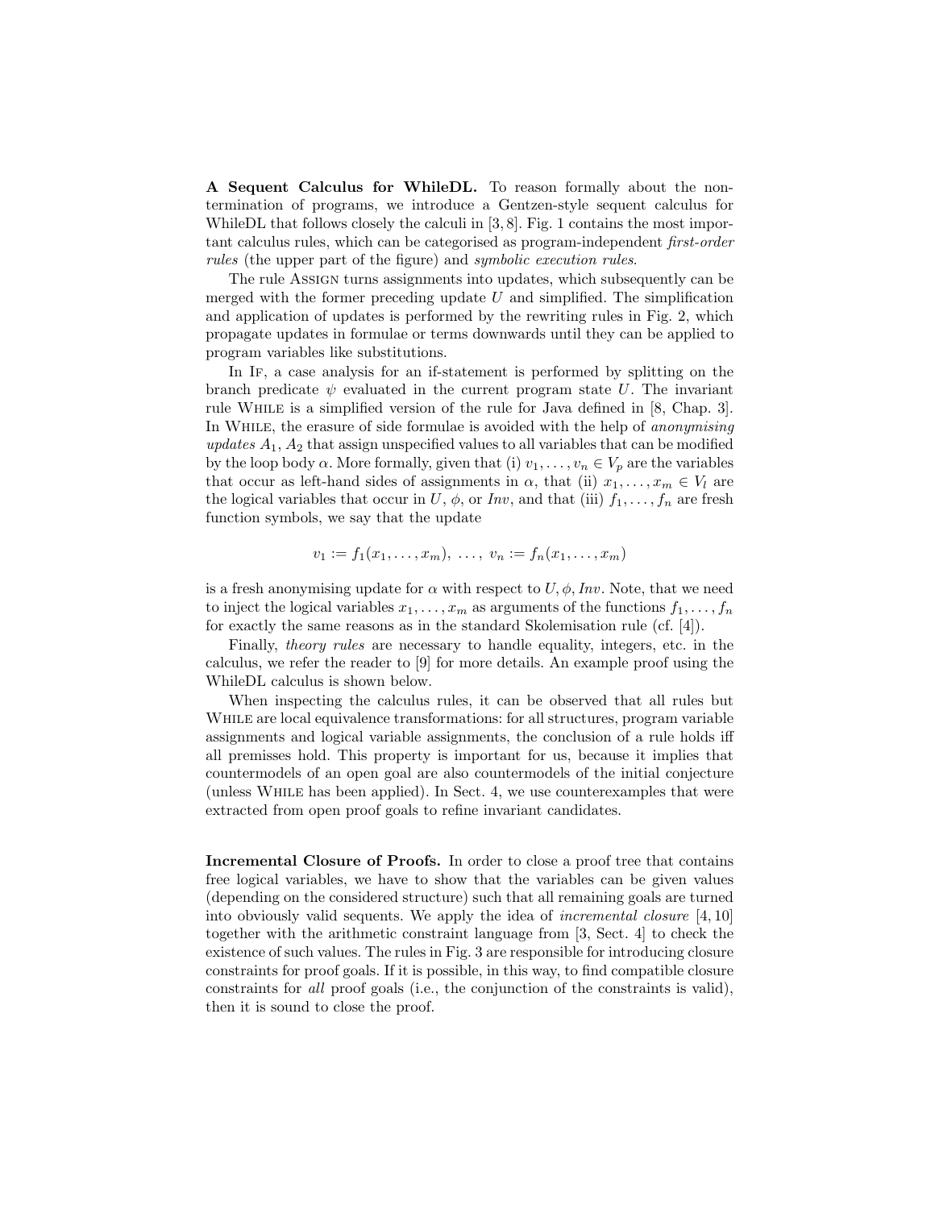**A Sequent Calculus for WhileDL.** To reason formally about the non-termination of programs, we introduce a Gentzen-style sequent calculus for WhileDL that follows closely the calculi in [3, 8]. Fig. 1 contains the most important calculus rules, which can be categorised as program-independent *first-order rules* (the upper part of the figure) and *symbolic execution rules*.

The rule Assign turns assignments into updates, which subsequently can be merged with the former preceding update $U$ and simplified. The simplification and application of updates is performed by the rewriting rules in Fig. 2, which propagate updates in formulae or terms downwards until they can be applied to program variables like substitutions.

In If, a case analysis for an if-statement is performed by splitting on the branch predicate $\psi$ evaluated in the current program state $U$. The invariant rule While is a simplified version of the rule for Java defined in [8, Chap. 3]. In While, the erasure of side formulae is avoided with the help of *anonymising updates* $A_1, A_2$ that assign unspecified values to all variables that can be modified by the loop body $\alpha$. More formally, given that (i) $v_1, \ldots, v_n \in V_p$ are the variables that occur as left-hand sides of assignments in $\alpha$, that (ii) $x_1, \ldots, x_m \in V_l$ are the logical variables that occur in $U$, $\phi$, or $Inv$, and that (iii) $f_1, \ldots, f_n$ are fresh function symbols, we say that the update

$$v_1 := f_1(x_1, \ldots, x_m),\ \ldots,\ v_n := f_n(x_1, \ldots, x_m)$$

is a fresh anonymising update for $\alpha$ with respect to $U, \phi, Inv$. Note, that we need to inject the logical variables $x_1, \ldots, x_m$ as arguments of the functions $f_1, \ldots, f_n$ for exactly the same reasons as in the standard Skolemisation rule (cf. [4]).

Finally, *theory rules* are necessary to handle equality, integers, etc. in the calculus, we refer the reader to [9] for more details. An example proof using the WhileDL calculus is shown below.

When inspecting the calculus rules, it can be observed that all rules but While are local equivalence transformations: for all structures, program variable assignments and logical variable assignments, the conclusion of a rule holds iff all premisses hold. This property is important for us, because it implies that countermodels of an open goal are also countermodels of the initial conjecture (unless While has been applied). In Sect. 4, we use counterexamples that were extracted from open proof goals to refine invariant candidates.

**Incremental Closure of Proofs.** In order to close a proof tree that contains free logical variables, we have to show that the variables can be given values (depending on the considered structure) such that all remaining goals are turned into obviously valid sequents. We apply the idea of *incremental closure* [4, 10] together with the arithmetic constraint language from [3, Sect. 4] to check the existence of such values. The rules in Fig. 3 are responsible for introducing closure constraints for proof goals. If it is possible, in this way, to find compatible closure constraints for *all* proof goals (i.e., the conjunction of the constraints is valid), then it is sound to close the proof.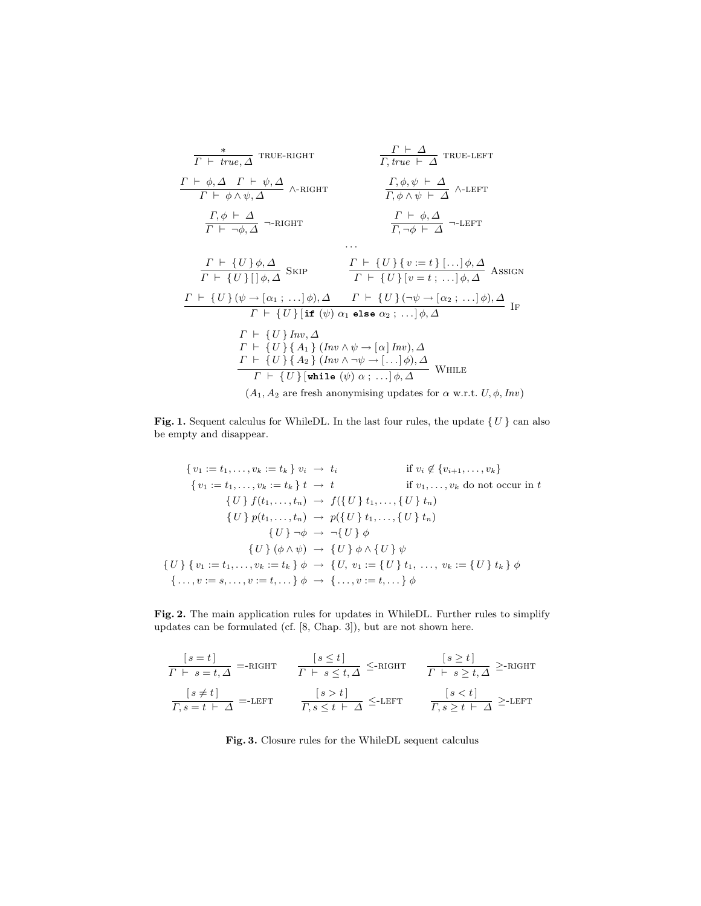$$\frac{*}{\Gamma \vdash true, \Delta} \text{ TRUE-RIGHT} \qquad \frac{\Gamma \vdash \Delta}{\Gamma, true \vdash \Delta} \text{ TRUE-LEFT}$$

$$\frac{\Gamma \vdash \phi, \Delta \quad \Gamma \vdash \psi, \Delta}{\Gamma \vdash \phi \wedge \psi, \Delta} \wedge\text{-RIGHT} \qquad \frac{\Gamma, \phi, \psi \vdash \Delta}{\Gamma, \phi \wedge \psi \vdash \Delta} \wedge\text{-LEFT}$$

$$\frac{\Gamma, \phi \vdash \Delta}{\Gamma \vdash \neg\phi, \Delta} \neg\text{-RIGHT} \qquad \frac{\Gamma \vdash \phi, \Delta}{\Gamma, \neg\phi \vdash \Delta} \neg\text{-LEFT}$$

$$\ldots$$

$$\frac{\Gamma \vdash \{U\}\,\phi, \Delta}{\Gamma \vdash \{U\}\,[\,]\,\phi, \Delta} \text{ SKIP} \qquad \frac{\Gamma \vdash \{U\}\,\{v := t\}\,[\ldots]\,\phi, \Delta}{\Gamma \vdash \{U\}\,[v = t\,;\,\ldots]\,\phi, \Delta} \text{ ASSIGN}$$

$$\frac{\Gamma \vdash \{U\}\,(\psi \rightarrow [\alpha_1\,;\,\ldots]\,\phi), \Delta \qquad \Gamma \vdash \{U\}\,(\neg\psi \rightarrow [\alpha_2\,;\,\ldots]\,\phi), \Delta}{\Gamma \vdash \{U\}\,[\texttt{if}\ (\psi)\ \alpha_1\ \texttt{else}\ \alpha_2\,;\,\ldots]\,\phi, \Delta} \text{ IF}$$

$$\frac{\begin{array}{l}\Gamma \vdash \{U\}\,Inv, \Delta \\ \Gamma \vdash \{U\}\,\{A_1\}\,(Inv \wedge \psi \rightarrow [\alpha]\,Inv), \Delta \\ \Gamma \vdash \{U\}\,\{A_2\}\,(Inv \wedge \neg\psi \rightarrow [\ldots]\,\phi), \Delta\end{array}}{\Gamma \vdash \{U\}\,[\texttt{while}\ (\psi)\ \alpha\,;\,\ldots]\,\phi, \Delta} \text{ WHILE}$$

($A_1, A_2$ are fresh anonymising updates for $\alpha$ w.r.t. $U, \phi, Inv$)

**Fig. 1.** Sequent calculus for WhileDL. In the last four rules, the update $\{U\}$ can also be empty and disappear.

$$\begin{array}{rcll}
\{v_1 := t_1, \ldots, v_k := t_k\}\ v_i & \rightarrow & t_i & \text{if } v_i \notin \{v_{i+1}, \ldots, v_k\} \\
\{v_1 := t_1, \ldots, v_k := t_k\}\ t & \rightarrow & t & \text{if } v_1, \ldots, v_k \text{ do not occur in } t \\
\{U\}\ f(t_1, \ldots, t_n) & \rightarrow & f(\{U\}\ t_1, \ldots, \{U\}\ t_n) & \\
\{U\}\ p(t_1, \ldots, t_n) & \rightarrow & p(\{U\}\ t_1, \ldots, \{U\}\ t_n) & \\
\{U\}\ \neg\phi & \rightarrow & \neg\{U\}\ \phi & \\
\{U\}\ (\phi \wedge \psi) & \rightarrow & \{U\}\ \phi \wedge \{U\}\ \psi & \\
\{U\}\ \{v_1 := t_1, \ldots, v_k := t_k\}\ \phi & \rightarrow & \{U,\ v_1 := \{U\}\ t_1,\ \ldots,\ v_k := \{U\}\ t_k\}\ \phi & \\
\{\ldots, v := s, \ldots, v := t, \ldots\}\ \phi & \rightarrow & \{\ldots, v := t, \ldots\}\ \phi &
\end{array}$$

**Fig. 2.** The main application rules for updates in WhileDL. Further rules to simplify updates can be formulated (cf. [8, Chap. 3]), but are not shown here.

$$\frac{[\,s = t\,]}{\Gamma \vdash s = t, \Delta} =\text{-RIGHT} \qquad \frac{[\,s \leq t\,]}{\Gamma \vdash s \leq t, \Delta} \leq\text{-RIGHT} \qquad \frac{[\,s \geq t\,]}{\Gamma \vdash s \geq t, \Delta} \geq\text{-RIGHT}$$

$$\frac{[\,s \neq t\,]}{\Gamma, s = t \vdash \Delta} =\text{-LEFT} \qquad \frac{[\,s > t\,]}{\Gamma, s \leq t \vdash \Delta} \leq\text{-LEFT} \qquad \frac{[\,s < t\,]}{\Gamma, s \geq t \vdash \Delta} \geq\text{-LEFT}$$

**Fig. 3.** Closure rules for the WhileDL sequent calculus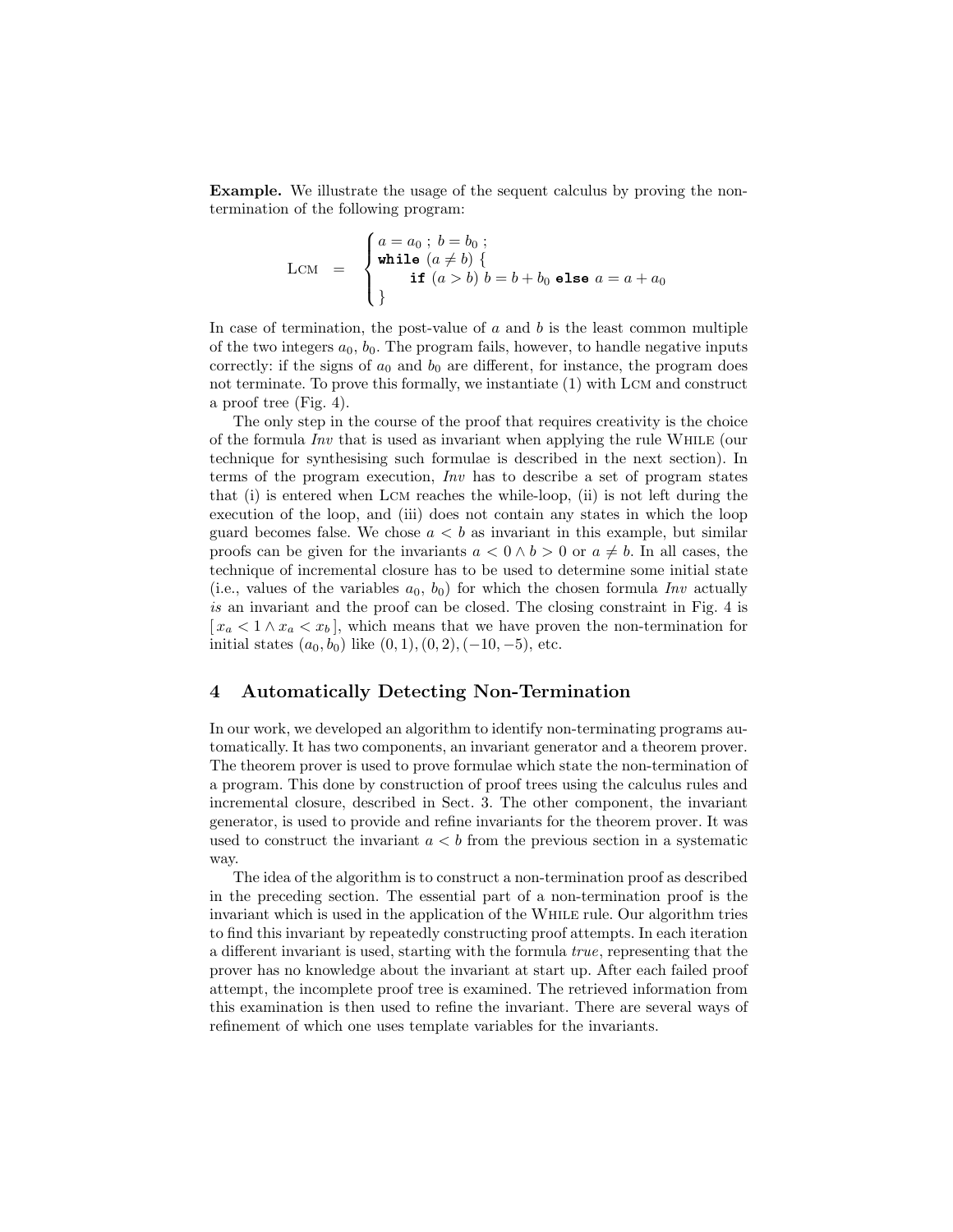**Example.** We illustrate the usage of the sequent calculus by proving the non-termination of the following program:

$$\text{LCM} \quad = \quad \begin{cases} a = a_0 \; ; \; b = b_0 \; ; \\ \texttt{while} \; (a \neq b) \; \{ \\ \qquad \texttt{if} \; (a > b) \; b = b + b_0 \; \texttt{else} \; a = a + a_0 \\ \} \end{cases}$$

In case of termination, the post-value of $a$ and $b$ is the least common multiple of the two integers $a_0$, $b_0$. The program fails, however, to handle negative inputs correctly: if the signs of $a_0$ and $b_0$ are different, for instance, the program does not terminate. To prove this formally, we instantiate (1) with LCM and construct a proof tree (Fig. 4).

The only step in the course of the proof that requires creativity is the choice of the formula *Inv* that is used as invariant when applying the rule WHILE (our technique for synthesising such formulae is described in the next section). In terms of the program execution, *Inv* has to describe a set of program states that (i) is entered when LCM reaches the while-loop, (ii) is not left during the execution of the loop, and (iii) does not contain any states in which the loop guard becomes false. We chose $a < b$ as invariant in this example, but similar proofs can be given for the invariants $a < 0 \wedge b > 0$ or $a \neq b$. In all cases, the technique of incremental closure has to be used to determine some initial state (i.e., values of the variables $a_0$, $b_0$) for which the chosen formula *Inv* actually *is* an invariant and the proof can be closed. The closing constraint in Fig. 4 is $[\, x_a < 1 \wedge x_a < x_b \,]$, which means that we have proven the non-termination for initial states $(a_0, b_0)$ like $(0, 1), (0, 2), (-10, -5)$, etc.

## 4 Automatically Detecting Non-Termination

In our work, we developed an algorithm to identify non-terminating programs automatically. It has two components, an invariant generator and a theorem prover. The theorem prover is used to prove formulae which state the non-termination of a program. This done by construction of proof trees using the calculus rules and incremental closure, described in Sect. 3. The other component, the invariant generator, is used to provide and refine invariants for the theorem prover. It was used to construct the invariant $a < b$ from the previous section in a systematic way.

The idea of the algorithm is to construct a non-termination proof as described in the preceding section. The essential part of a non-termination proof is the invariant which is used in the application of the WHILE rule. Our algorithm tries to find this invariant by repeatedly constructing proof attempts. In each iteration a different invariant is used, starting with the formula *true*, representing that the prover has no knowledge about the invariant at start up. After each failed proof attempt, the incomplete proof tree is examined. The retrieved information from this examination is then used to refine the invariant. There are several ways of refinement of which one uses template variables for the invariants.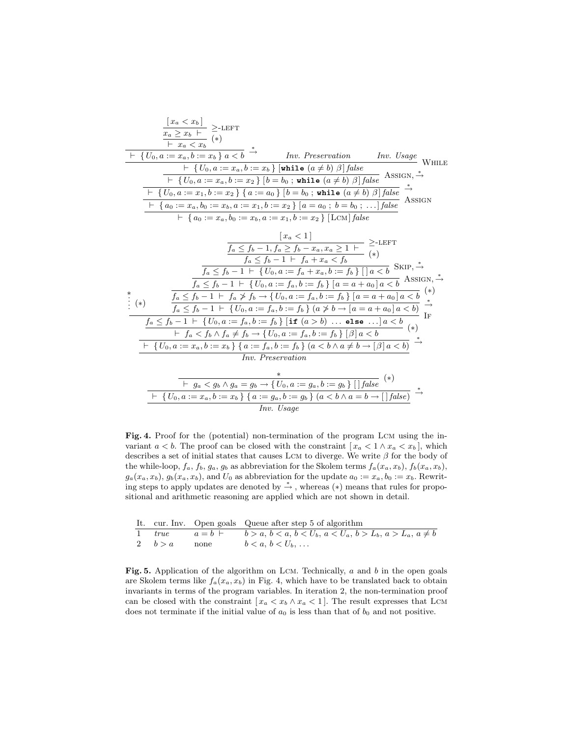$$
\dfrac{\dfrac{\dfrac{\dfrac{\dfrac{[\, x_a < x_b \,]}{x_a \geq x_b \ \vdash} \ \geq\text{-LEFT}}{\vdash \ x_a < x_b} \ (*)}{\vdash \ \{U_0, a := x_a, b := x_b\}\ a < b} \ \xrightarrow{*} \qquad \textit{Inv. Preservation} \qquad \textit{Inv. Usage}}{\dfrac{\vdash \ \{U_0, a := x_a, b := x_b\}\ [\mathtt{while}\ (a \neq b)\ \beta]\, \mathit{false}}{\dfrac{\vdash \ \{U_0, a := x_a, b := x_2\}\ [b = b_0\ ;\ \mathtt{while}\ (a \neq b)\ \beta]\, \mathit{false}}{\dfrac{\vdash \ \{U_0, a := x_1, b := x_2\}\ \{a := a_0\}\ [b = b_0\ ;\ \mathtt{while}\ (a \neq b)\ \beta]\, \mathit{false}}{\vdash \ \{a_0 := x_a, b_0 := x_b, a := x_1, b := x_2\}\ [a = a_0\ ;\ b = b_0\ ;\ \ldots]\, \mathit{false}} \ \xrightarrow{*}} \ \text{ASSIGN}, \xrightarrow{*}} \ \text{WHILE}} \ \text{ASSIGN}}{\vdash \ \{a_0 := x_a, b_0 := x_b, a := x_1, b := x_2\}\ [\text{LCM}]\, \mathit{false}}
$$

$$
\dfrac{\dfrac{\vdots^{*}\ (*) \qquad \dfrac{\dfrac{\dfrac{\dfrac{\dfrac{\dfrac{[\, x_a < 1 \,]}{f_a \leq f_b - 1, f_a \geq f_b - x_a, x_a \geq 1 \ \vdash} \ \geq\text{-LEFT}}{f_a \leq f_b - 1 \ \vdash \ f_a + x_a < f_b} \ (*)}{f_a \leq f_b - 1 \ \vdash \ \{U_0, a := f_a + x_a, b := f_b\}\ [\,]\, a < b} \ \text{SKIP}, \xrightarrow{*}}{f_a \leq f_b - 1 \ \vdash \ \{U_0, a := f_a, b := f_b\}\ [a = a + a_0]\, a < b} \ \text{ASSIGN}, \xrightarrow{*}}{\dfrac{f_a \leq f_b - 1 \ \vdash \ f_a \not> f_b \rightarrow \{U_0, a := f_a, b := f_b\}\ [a = a + a_0]\, a < b}{f_a \leq f_b - 1 \ \vdash \ \{U_0, a := f_a, b := f_b\}\ (a \not> b \rightarrow [a = a + a_0]\, a < b)} \ \xrightarrow{*}} \ (*)}{f_a \leq f_b - 1 \ \vdash \ \{U_0, a := f_a, b := f_b\}\ [\mathtt{if}\ (a > b)\ \ldots\ \mathtt{else}\ \ldots]\, a < b} \ \text{IF}}{\dfrac{\vdash \ f_a < f_b \wedge f_a \neq f_b \rightarrow \{U_0, a := f_a, b := f_b\}\ [\beta]\, a < b}{\vdash \ \{U_0, a := x_a, b := x_b\}\ \{a := f_a, b := f_b\}\ (a < b \wedge a \neq b \rightarrow [\beta]\, a < b)} \ \xrightarrow{*}} \ (*)}{\textit{Inv. Preservation}}
$$

$$
\dfrac{\dfrac{\dfrac{*}{\vdash \ g_a < g_b \wedge g_a = g_b \rightarrow \{U_0, a := g_a, b := g_b\}\ [\,]\, \mathit{false}} \ (*)}{\vdash \ \{U_0, a := x_a, b := x_b\}\ \{a := g_a, b := g_b\}\ (a < b \wedge a = b \rightarrow [\,]\, \mathit{false})} \ \xrightarrow{*}}{\textit{Inv. Usage}}
$$

**Fig. 4.** Proof for the (potential) non-termination of the program LCM using the invariant $a < b$. The proof can be closed with the constraint $[\, x_a < 1 \wedge x_a < x_b \,]$, which describes a set of initial states that causes LCM to diverge. We write $\beta$ for the body of the while-loop, $f_a$, $f_b$, $g_a$, $g_b$ as abbreviation for the Skolem terms $f_a(x_a, x_b)$, $f_b(x_a, x_b)$, $g_a(x_a, x_b)$, $g_b(x_a, x_b)$, and $U_0$ as abbreviation for the update $a_0 := x_a, b_0 := x_b$. Rewriting steps to apply updates are denoted by $\xrightarrow{*}$, whereas $(*)$ means that rules for propositional and arithmetic reasoning are applied which are not shown in detail.

| It. | cur. Inv. | Open goals | Queue after step 5 of algorithm |
|---|---|---|---|
| 1 | *true* | $a = b \ \vdash$ | $b > a$, $b < a$, $b < U_b$, $a < U_a$, $b > L_b$, $a > L_a$, $a \neq b$ |
| 2 | $b > a$ | none | $b < a$, $b < U_b$, $\ldots$ |

**Fig. 5.** Application of the algorithm on LCM. Technically, $a$ and $b$ in the open goals are Skolem terms like $f_a(x_a, x_b)$ in Fig. 4, which have to be translated back to obtain invariants in terms of the program variables. In iteration 2, the non-termination proof can be closed with the constraint $[\, x_a < x_b \wedge x_a < 1 \,]$. The result expresses that LCM does not terminate if the initial value of $a_0$ is less than that of $b_0$ and not positive.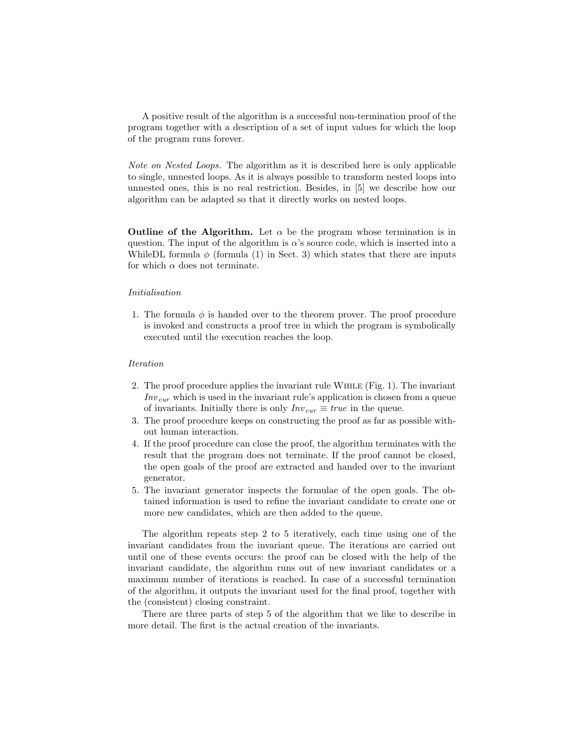A positive result of the algorithm is a successful non-termination proof of the program together with a description of a set of input values for which the loop of the program runs forever.

*Note on Nested Loops.* The algorithm as it is described here is only applicable to single, unnested loops. As it is always possible to transform nested loops into unnested ones, this is no real restriction. Besides, in [5] we describe how our algorithm can be adapted so that it directly works on nested loops.

**Outline of the Algorithm.** Let $\alpha$ be the program whose termination is in question. The input of the algorithm is $\alpha$'s source code, which is inserted into a WhileDL formula $\phi$ (formula (1) in Sect. 3) which states that there are inputs for which $\alpha$ does not terminate.

*Initialisation*

1. The formula $\phi$ is handed over to the theorem prover. The proof procedure is invoked and constructs a proof tree in which the program is symbolically executed until the execution reaches the loop.

*Iteration*

2. The proof procedure applies the invariant rule While (Fig. 1). The invariant $Inv_{cur}$ which is used in the invariant rule's application is chosen from a queue of invariants. Initially there is only $Inv_{cur} \equiv true$ in the queue.
3. The proof procedure keeps on constructing the proof as far as possible without human interaction.
4. If the proof procedure can close the proof, the algorithm terminates with the result that the program does not terminate. If the proof cannot be closed, the open goals of the proof are extracted and handed over to the invariant generator.
5. The invariant generator inspects the formulae of the open goals. The obtained information is used to refine the invariant candidate to create one or more new candidates, which are then added to the queue.

The algorithm repeats step 2 to 5 iteratively, each time using one of the invariant candidates from the invariant queue. The iterations are carried out until one of these events occurs: the proof can be closed with the help of the invariant candidate, the algorithm runs out of new invariant candidates or a maximum number of iterations is reached. In case of a successful termination of the algorithm, it outputs the invariant used for the final proof, together with the (consistent) closing constraint.

There are three parts of step 5 of the algorithm that we like to describe in more detail. The first is the actual creation of the invariants.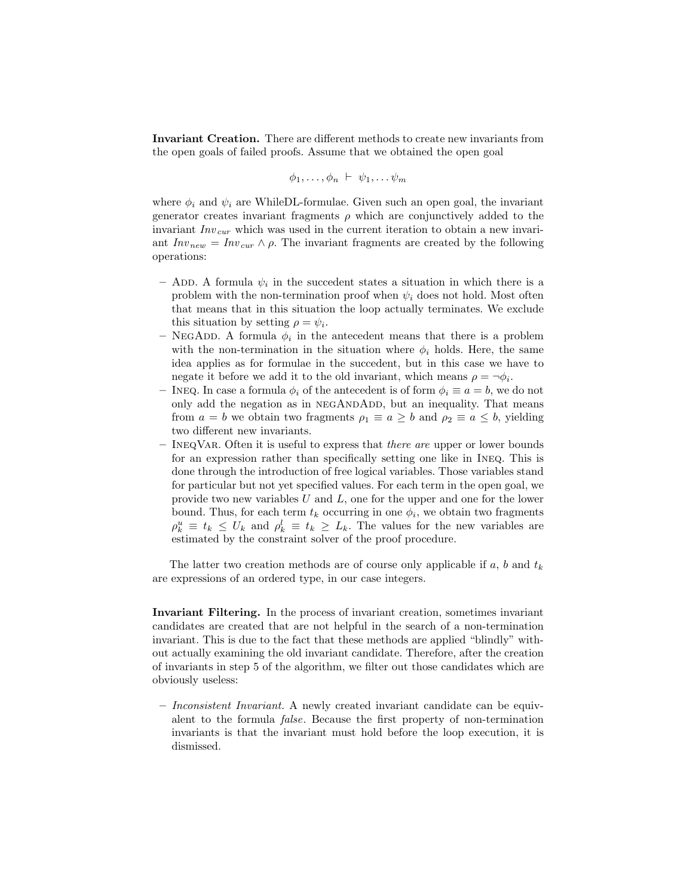**Invariant Creation.** There are different methods to create new invariants from the open goals of failed proofs. Assume that we obtained the open goal

$$\phi_1, \ldots, \phi_n \;\vdash\; \psi_1, \ldots \psi_m$$

where $\phi_i$ and $\psi_i$ are WhileDL-formulae. Given such an open goal, the invariant generator creates invariant fragments $\rho$ which are conjunctively added to the invariant $Inv_{cur}$ which was used in the current iteration to obtain a new invariant $Inv_{new} = Inv_{cur} \wedge \rho$. The invariant fragments are created by the following operations:

- Add. A formula $\psi_i$ in the succedent states a situation in which there is a problem with the non-termination proof when $\psi_i$ does not hold. Most often that means that in this situation the loop actually terminates. We exclude this situation by setting $\rho = \psi_i$.
- NegAdd. A formula $\phi_i$ in the antecedent means that there is a problem with the non-termination in the situation where $\phi_i$ holds. Here, the same idea applies as for formulae in the succedent, but in this case we have to negate it before we add it to the old invariant, which means $\rho = \neg\phi_i$.
- Ineq. In case a formula $\phi_i$ of the antecedent is of form $\phi_i \equiv a = b$, we do not only add the negation as in negAndAdd, but an inequality. That means from $a = b$ we obtain two fragments $\rho_1 \equiv a \geq b$ and $\rho_2 \equiv a \leq b$, yielding two different new invariants.
- IneqVar. Often it is useful to express that *there are* upper or lower bounds for an expression rather than specifically setting one like in Ineq. This is done through the introduction of free logical variables. Those variables stand for particular but not yet specified values. For each term in the open goal, we provide two new variables $U$ and $L$, one for the upper and one for the lower bound. Thus, for each term $t_k$ occurring in one $\phi_i$, we obtain two fragments $\rho_k^u \equiv t_k \leq U_k$ and $\rho_k^l \equiv t_k \geq L_k$. The values for the new variables are estimated by the constraint solver of the proof procedure.

The latter two creation methods are of course only applicable if $a$, $b$ and $t_k$ are expressions of an ordered type, in our case integers.

**Invariant Filtering.** In the process of invariant creation, sometimes invariant candidates are created that are not helpful in the search of a non-termination invariant. This is due to the fact that these methods are applied "blindly" without actually examining the old invariant candidate. Therefore, after the creation of invariants in step 5 of the algorithm, we filter out those candidates which are obviously useless:

- *Inconsistent Invariant.* A newly created invariant candidate can be equivalent to the formula *false*. Because the first property of non-termination invariants is that the invariant must hold before the loop execution, it is dismissed.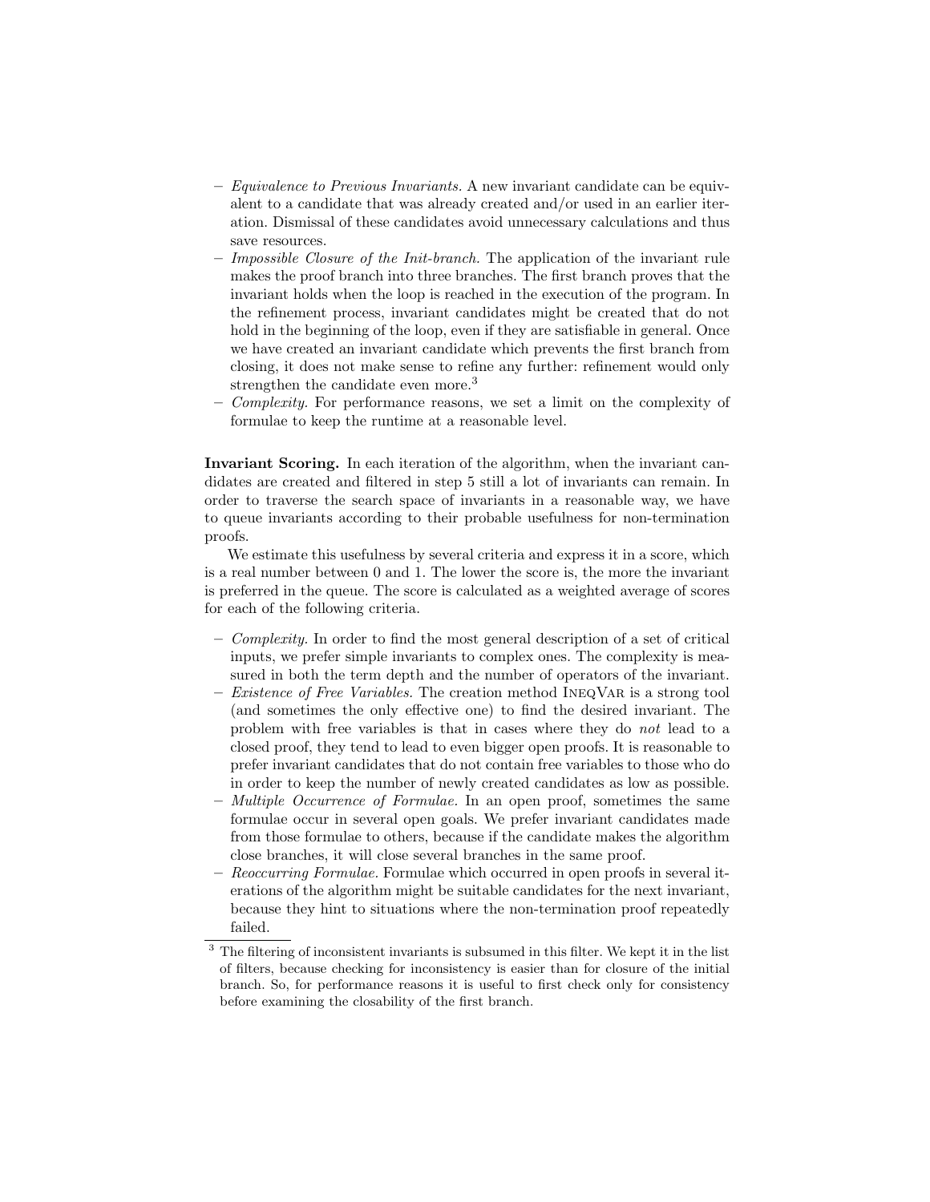- *Equivalence to Previous Invariants.* A new invariant candidate can be equivalent to a candidate that was already created and/or used in an earlier iteration. Dismissal of these candidates avoid unnecessary calculations and thus save resources.
- *Impossible Closure of the Init-branch.* The application of the invariant rule makes the proof branch into three branches. The first branch proves that the invariant holds when the loop is reached in the execution of the program. In the refinement process, invariant candidates might be created that do not hold in the beginning of the loop, even if they are satisfiable in general. Once we have created an invariant candidate which prevents the first branch from closing, it does not make sense to refine any further: refinement would only strengthen the candidate even more.[3]
- *Complexity.* For performance reasons, we set a limit on the complexity of formulae to keep the runtime at a reasonable level.

**Invariant Scoring.** In each iteration of the algorithm, when the invariant candidates are created and filtered in step 5 still a lot of invariants can remain. In order to traverse the search space of invariants in a reasonable way, we have to queue invariants according to their probable usefulness for non-termination proofs.

We estimate this usefulness by several criteria and express it in a score, which is a real number between 0 and 1. The lower the score is, the more the invariant is preferred in the queue. The score is calculated as a weighted average of scores for each of the following criteria.

- *Complexity.* In order to find the most general description of a set of critical inputs, we prefer simple invariants to complex ones. The complexity is measured in both the term depth and the number of operators of the invariant.
- *Existence of Free Variables.* The creation method InEQVAR is a strong tool (and sometimes the only effective one) to find the desired invariant. The problem with free variables is that in cases where they do *not* lead to a closed proof, they tend to lead to even bigger open proofs. It is reasonable to prefer invariant candidates that do not contain free variables to those who do in order to keep the number of newly created candidates as low as possible.
- *Multiple Occurrence of Formulae.* In an open proof, sometimes the same formulae occur in several open goals. We prefer invariant candidates made from those formulae to others, because if the candidate makes the algorithm close branches, it will close several branches in the same proof.
- *Reoccurring Formulae.* Formulae which occurred in open proofs in several iterations of the algorithm might be suitable candidates for the next invariant, because they hint to situations where the non-termination proof repeatedly failed.

[3] The filtering of inconsistent invariants is subsumed in this filter. We kept it in the list of filters, because checking for inconsistency is easier than for closure of the initial branch. So, for performance reasons it is useful to first check only for consistency before examining the closability of the first branch.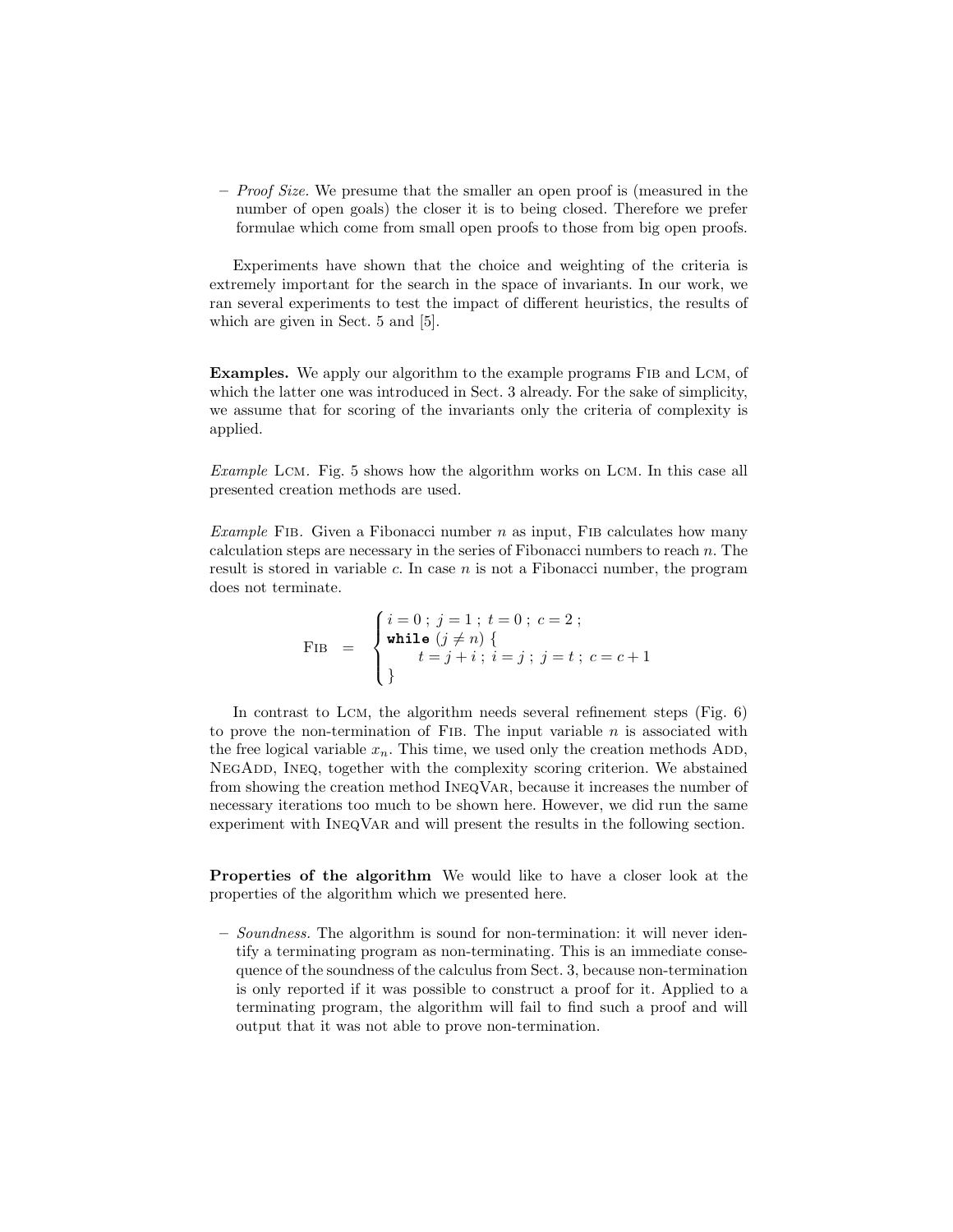– *Proof Size.* We presume that the smaller an open proof is (measured in the number of open goals) the closer it is to being closed. Therefore we prefer formulae which come from small open proofs to those from big open proofs.

Experiments have shown that the choice and weighting of the criteria is extremely important for the search in the space of invariants. In our work, we ran several experiments to test the impact of different heuristics, the results of which are given in Sect. 5 and [5].

**Examples.** We apply our algorithm to the example programs FIB and LCM, of which the latter one was introduced in Sect. 3 already. For the sake of simplicity, we assume that for scoring of the invariants only the criteria of complexity is applied.

*Example* LCM. Fig. 5 shows how the algorithm works on LCM. In this case all presented creation methods are used.

*Example* FIB. Given a Fibonacci number $n$ as input, FIB calculates how many calculation steps are necessary in the series of Fibonacci numbers to reach $n$. The result is stored in variable $c$. In case $n$ is not a Fibonacci number, the program does not terminate.

$$
\text{FIB} \quad = \quad \begin{cases} i = 0 \; ; \; j = 1 \; ; \; t = 0 \; ; \; c = 2 \; ; \\ \textbf{while} \; (j \neq n) \; \{ \\ \qquad t = j + i \; ; \; i = j \; ; \; j = t \; ; \; c = c + 1 \\ \} \end{cases}
$$

In contrast to LCM, the algorithm needs several refinement steps (Fig. 6) to prove the non-termination of FIB. The input variable $n$ is associated with the free logical variable $x_n$. This time, we used only the creation methods ADD, NEGADD, INEQ, together with the complexity scoring criterion. We abstained from showing the creation method INEQVAR, because it increases the number of necessary iterations too much to be shown here. However, we did run the same experiment with INEQVAR and will present the results in the following section.

**Properties of the algorithm** We would like to have a closer look at the properties of the algorithm which we presented here.

– *Soundness.* The algorithm is sound for non-termination: it will never identify a terminating program as non-terminating. This is an immediate consequence of the soundness of the calculus from Sect. 3, because non-termination is only reported if it was possible to construct a proof for it. Applied to a terminating program, the algorithm will fail to find such a proof and will output that it was not able to prove non-termination.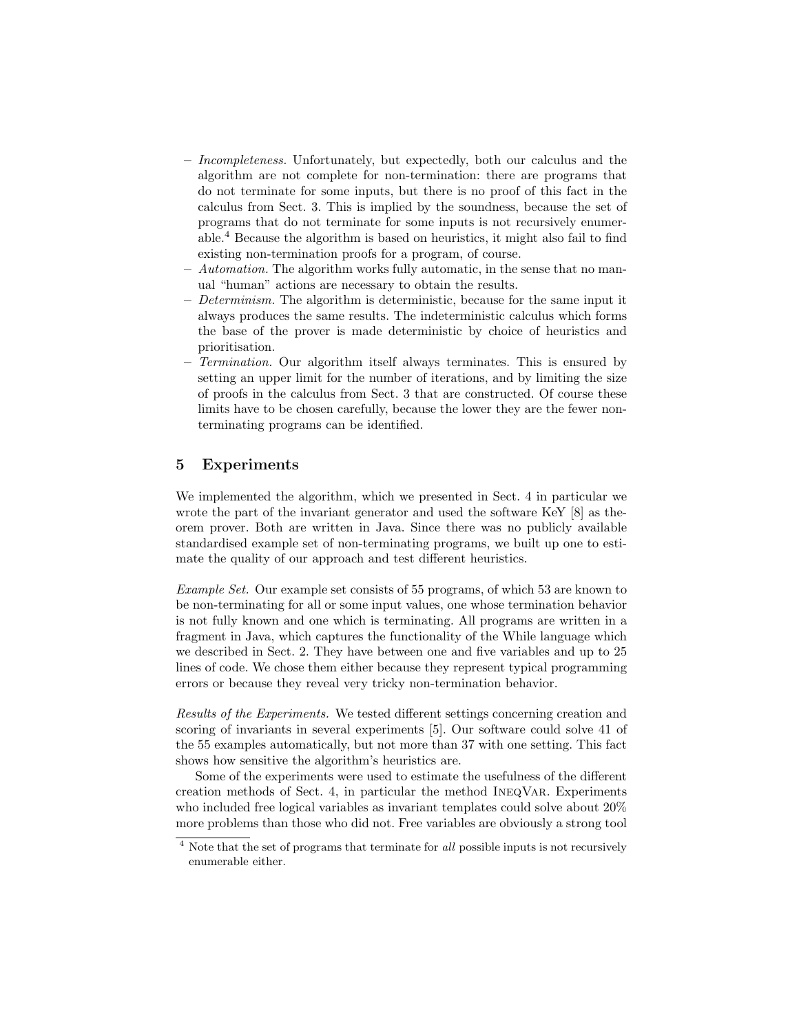- *Incompleteness.* Unfortunately, but expectedly, both our calculus and the algorithm are not complete for non-termination: there are programs that do not terminate for some inputs, but there is no proof of this fact in the calculus from Sect. 3. This is implied by the soundness, because the set of programs that do not terminate for some inputs is not recursively enumerable.[4] Because the algorithm is based on heuristics, it might also fail to find existing non-termination proofs for a program, of course.
- *Automation.* The algorithm works fully automatic, in the sense that no manual "human" actions are necessary to obtain the results.
- *Determinism.* The algorithm is deterministic, because for the same input it always produces the same results. The indeterministic calculus which forms the base of the prover is made deterministic by choice of heuristics and prioritisation.
- *Termination.* Our algorithm itself always terminates. This is ensured by setting an upper limit for the number of iterations, and by limiting the size of proofs in the calculus from Sect. 3 that are constructed. Of course these limits have to be chosen carefully, because the lower they are the fewer non-terminating programs can be identified.

## 5 Experiments

We implemented the algorithm, which we presented in Sect. 4 in particular we wrote the part of the invariant generator and used the software KeY [8] as theorem prover. Both are written in Java. Since there was no publicly available standardised example set of non-terminating programs, we built up one to estimate the quality of our approach and test different heuristics.

*Example Set.* Our example set consists of 55 programs, of which 53 are known to be non-terminating for all or some input values, one whose termination behavior is not fully known and one which is terminating. All programs are written in a fragment in Java, which captures the functionality of the While language which we described in Sect. 2. They have between one and five variables and up to 25 lines of code. We chose them either because they represent typical programming errors or because they reveal very tricky non-termination behavior.

*Results of the Experiments.* We tested different settings concerning creation and scoring of invariants in several experiments [5]. Our software could solve 41 of the 55 examples automatically, but not more than 37 with one setting. This fact shows how sensitive the algorithm's heuristics are.

Some of the experiments were used to estimate the usefulness of the different creation methods of Sect. 4, in particular the method IneqVar. Experiments who included free logical variables as invariant templates could solve about 20% more problems than those who did not. Free variables are obviously a strong tool

[4] Note that the set of programs that terminate for *all* possible inputs is not recursively enumerable either.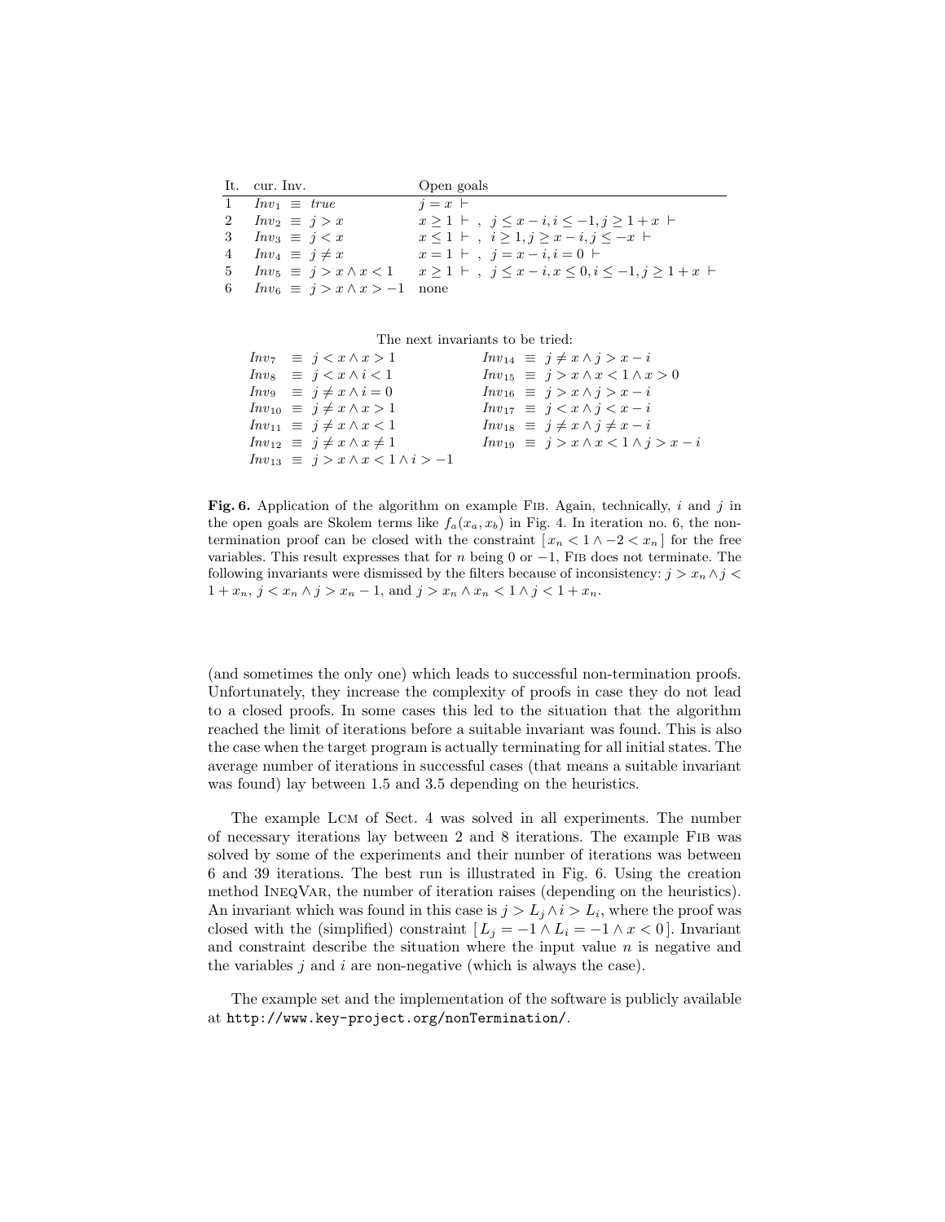| It. | cur. Inv. | Open goals |
|---|---|---|
| 1 | $Inv_1 \equiv true$ | $j = x \vdash$ |
| 2 | $Inv_2 \equiv j > x$ | $x \geq 1 \vdash$ , $j \leq x - i, i \leq -1, j \geq 1 + x \vdash$ |
| 3 | $Inv_3 \equiv j < x$ | $x \leq 1 \vdash$ , $i \geq 1, j \geq x - i, j \leq -x \vdash$ |
| 4 | $Inv_4 \equiv j \neq x$ | $x = 1 \vdash$ , $j = x - i, i = 0 \vdash$ |
| 5 | $Inv_5 \equiv j > x \wedge x < 1$ | $x \geq 1 \vdash$ , $j \leq x - i, x \leq 0, i \leq -1, j \geq 1 + x \vdash$ |
| 6 | $Inv_6 \equiv j > x \wedge x > -1$ | none |

The next invariants to be tried:

| | |
|---|---|
| $Inv_7 \equiv j < x \wedge x > 1$ | $Inv_{14} \equiv j \neq x \wedge j > x - i$ |
| $Inv_8 \equiv j < x \wedge i < 1$ | $Inv_{15} \equiv j > x \wedge x < 1 \wedge x > 0$ |
| $Inv_9 \equiv j \neq x \wedge i = 0$ | $Inv_{16} \equiv j > x \wedge j > x - i$ |
| $Inv_{10} \equiv j \neq x \wedge x > 1$ | $Inv_{17} \equiv j < x \wedge j < x - i$ |
| $Inv_{11} \equiv j \neq x \wedge x < 1$ | $Inv_{18} \equiv j \neq x \wedge j \neq x - i$ |
| $Inv_{12} \equiv j \neq x \wedge x \neq 1$ | $Inv_{19} \equiv j > x \wedge x < 1 \wedge j > x - i$ |
| $Inv_{13} \equiv j > x \wedge x < 1 \wedge i > -1$ | |

**Fig. 6.** Application of the algorithm on example Fib. Again, technically, $i$ and $j$ in the open goals are Skolem terms like $f_a(x_a, x_b)$ in Fig. 4. In iteration no. 6, the non-termination proof can be closed with the constraint $[\, x_n < 1 \wedge -2 < x_n \,]$ for the free variables. This result expresses that for $n$ being 0 or $-1$, Fib does not terminate. The following invariants were dismissed by the filters because of inconsistency: $j > x_n \wedge j < 1 + x_n$, $j < x_n \wedge j > x_n - 1$, and $j > x_n \wedge x_n < 1 \wedge j < 1 + x_n$.

(and sometimes the only one) which leads to successful non-termination proofs. Unfortunately, they increase the complexity of proofs in case they do not lead to a closed proofs. In some cases this led to the situation that the algorithm reached the limit of iterations before a suitable invariant was found. This is also the case when the target program is actually terminating for all initial states. The average number of iterations in successful cases (that means a suitable invariant was found) lay between 1.5 and 3.5 depending on the heuristics.

The example Lcm of Sect. 4 was solved in all experiments. The number of necessary iterations lay between 2 and 8 iterations. The example Fib was solved by some of the experiments and their number of iterations was between 6 and 39 iterations. The best run is illustrated in Fig. 6. Using the creation method IneqVar, the number of iteration raises (depending on the heuristics). An invariant which was found in this case is $j > L_j \wedge i > L_i$, where the proof was closed with the (simplified) constraint $[\, L_j = -1 \wedge L_i = -1 \wedge x < 0\,]$. Invariant and constraint describe the situation where the input value $n$ is negative and the variables $j$ and $i$ are non-negative (which is always the case).

The example set and the implementation of the software is publicly available at http://www.key-project.org/nonTermination/.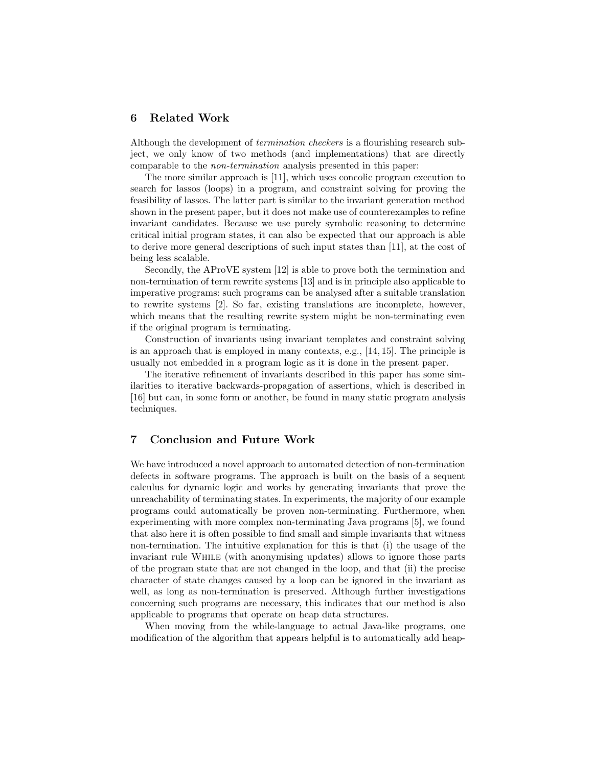## 6 Related Work

Although the development of *termination checkers* is a flourishing research subject, we only know of two methods (and implementations) that are directly comparable to the *non-termination* analysis presented in this paper:

The more similar approach is [11], which uses concolic program execution to search for lassos (loops) in a program, and constraint solving for proving the feasibility of lassos. The latter part is similar to the invariant generation method shown in the present paper, but it does not make use of counterexamples to refine invariant candidates. Because we use purely symbolic reasoning to determine critical initial program states, it can also be expected that our approach is able to derive more general descriptions of such input states than [11], at the cost of being less scalable.

Secondly, the AProVE system [12] is able to prove both the termination and non-termination of term rewrite systems [13] and is in principle also applicable to imperative programs: such programs can be analysed after a suitable translation to rewrite systems [2]. So far, existing translations are incomplete, however, which means that the resulting rewrite system might be non-terminating even if the original program is terminating.

Construction of invariants using invariant templates and constraint solving is an approach that is employed in many contexts, e.g., [14, 15]. The principle is usually not embedded in a program logic as it is done in the present paper.

The iterative refinement of invariants described in this paper has some similarities to iterative backwards-propagation of assertions, which is described in [16] but can, in some form or another, be found in many static program analysis techniques.

## 7 Conclusion and Future Work

We have introduced a novel approach to automated detection of non-termination defects in software programs. The approach is built on the basis of a sequent calculus for dynamic logic and works by generating invariants that prove the unreachability of terminating states. In experiments, the majority of our example programs could automatically be proven non-terminating. Furthermore, when experimenting with more complex non-terminating Java programs [5], we found that also here it is often possible to find small and simple invariants that witness non-termination. The intuitive explanation for this is that (i) the usage of the invariant rule While (with anonymising updates) allows to ignore those parts of the program state that are not changed in the loop, and that (ii) the precise character of state changes caused by a loop can be ignored in the invariant as well, as long as non-termination is preserved. Although further investigations concerning such programs are necessary, this indicates that our method is also applicable to programs that operate on heap data structures.

When moving from the while-language to actual Java-like programs, one modification of the algorithm that appears helpful is to automatically add heap-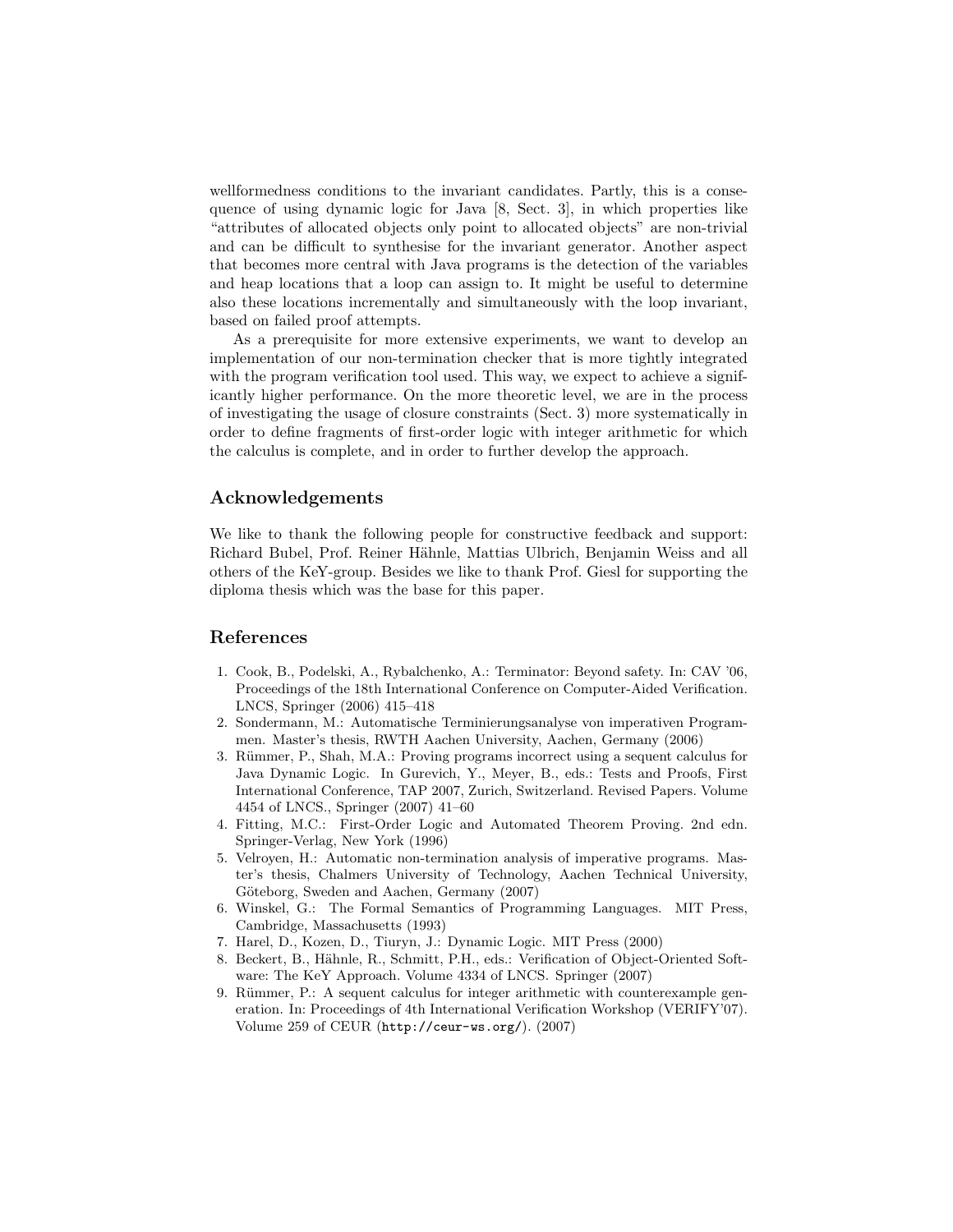wellformedness conditions to the invariant candidates. Partly, this is a consequence of using dynamic logic for Java [8, Sect. 3], in which properties like "attributes of allocated objects only point to allocated objects" are non-trivial and can be difficult to synthesise for the invariant generator. Another aspect that becomes more central with Java programs is the detection of the variables and heap locations that a loop can assign to. It might be useful to determine also these locations incrementally and simultaneously with the loop invariant, based on failed proof attempts.

As a prerequisite for more extensive experiments, we want to develop an implementation of our non-termination checker that is more tightly integrated with the program verification tool used. This way, we expect to achieve a significantly higher performance. On the more theoretic level, we are in the process of investigating the usage of closure constraints (Sect. 3) more systematically in order to define fragments of first-order logic with integer arithmetic for which the calculus is complete, and in order to further develop the approach.

## Acknowledgements

We like to thank the following people for constructive feedback and support: Richard Bubel, Prof. Reiner Hähnle, Mattias Ulbrich, Benjamin Weiss and all others of the KeY-group. Besides we like to thank Prof. Giesl for supporting the diploma thesis which was the base for this paper.

## References

1. Cook, B., Podelski, A., Rybalchenko, A.: Terminator: Beyond safety. In: CAV '06, Proceedings of the 18th International Conference on Computer-Aided Verification. LNCS, Springer (2006) 415–418
2. Sondermann, M.: Automatische Terminierungsanalyse von imperativen Programmen. Master's thesis, RWTH Aachen University, Aachen, Germany (2006)
3. Rümmer, P., Shah, M.A.: Proving programs incorrect using a sequent calculus for Java Dynamic Logic. In Gurevich, Y., Meyer, B., eds.: Tests and Proofs, First International Conference, TAP 2007, Zurich, Switzerland. Revised Papers. Volume 4454 of LNCS., Springer (2007) 41–60
4. Fitting, M.C.: First-Order Logic and Automated Theorem Proving. 2nd edn. Springer-Verlag, New York (1996)
5. Velroyen, H.: Automatic non-termination analysis of imperative programs. Master's thesis, Chalmers University of Technology, Aachen Technical University, Göteborg, Sweden and Aachen, Germany (2007)
6. Winskel, G.: The Formal Semantics of Programming Languages. MIT Press, Cambridge, Massachusetts (1993)
7. Harel, D., Kozen, D., Tiuryn, J.: Dynamic Logic. MIT Press (2000)
8. Beckert, B., Hähnle, R., Schmitt, P.H., eds.: Verification of Object-Oriented Software: The KeY Approach. Volume 4334 of LNCS. Springer (2007)
9. Rümmer, P.: A sequent calculus for integer arithmetic with counterexample generation. In: Proceedings of 4th International Verification Workshop (VERIFY'07). Volume 259 of CEUR (`http://ceur-ws.org/`). (2007)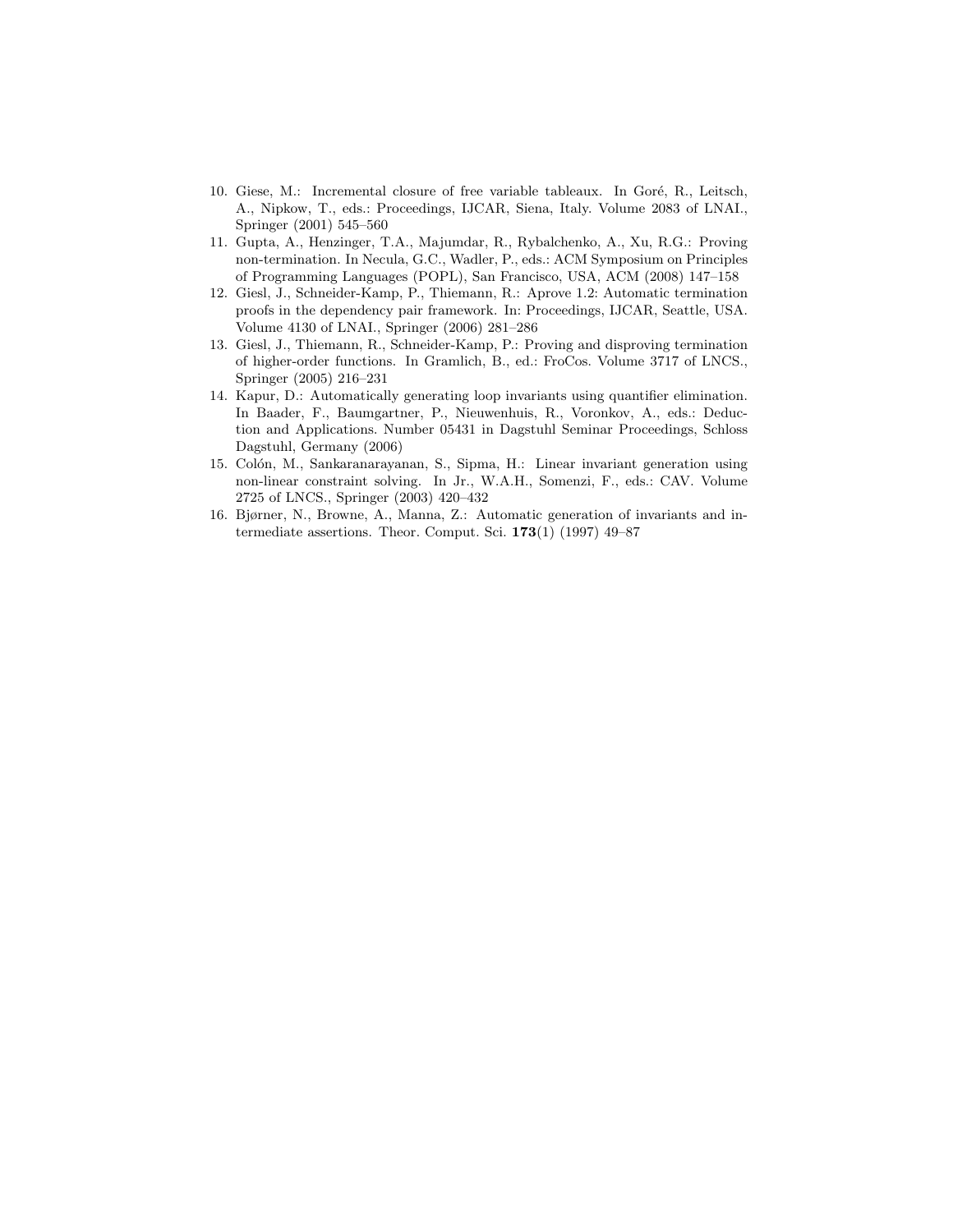10. Giese, M.: Incremental closure of free variable tableaux. In Goré, R., Leitsch, A., Nipkow, T., eds.: Proceedings, IJCAR, Siena, Italy. Volume 2083 of LNAI., Springer (2001) 545–560
11. Gupta, A., Henzinger, T.A., Majumdar, R., Rybalchenko, A., Xu, R.G.: Proving non-termination. In Necula, G.C., Wadler, P., eds.: ACM Symposium on Principles of Programming Languages (POPL), San Francisco, USA, ACM (2008) 147–158
12. Giesl, J., Schneider-Kamp, P., Thiemann, R.: Aprove 1.2: Automatic termination proofs in the dependency pair framework. In: Proceedings, IJCAR, Seattle, USA. Volume 4130 of LNAI., Springer (2006) 281–286
13. Giesl, J., Thiemann, R., Schneider-Kamp, P.: Proving and disproving termination of higher-order functions. In Gramlich, B., ed.: FroCos. Volume 3717 of LNCS., Springer (2005) 216–231
14. Kapur, D.: Automatically generating loop invariants using quantifier elimination. In Baader, F., Baumgartner, P., Nieuwenhuis, R., Voronkov, A., eds.: Deduction and Applications. Number 05431 in Dagstuhl Seminar Proceedings, Schloss Dagstuhl, Germany (2006)
15. Colón, M., Sankaranarayanan, S., Sipma, H.: Linear invariant generation using non-linear constraint solving. In Jr., W.A.H., Somenzi, F., eds.: CAV. Volume 2725 of LNCS., Springer (2003) 420–432
16. Bjørner, N., Browne, A., Manna, Z.: Automatic generation of invariants and intermediate assertions. Theor. Comput. Sci. **173**(1) (1997) 49–87